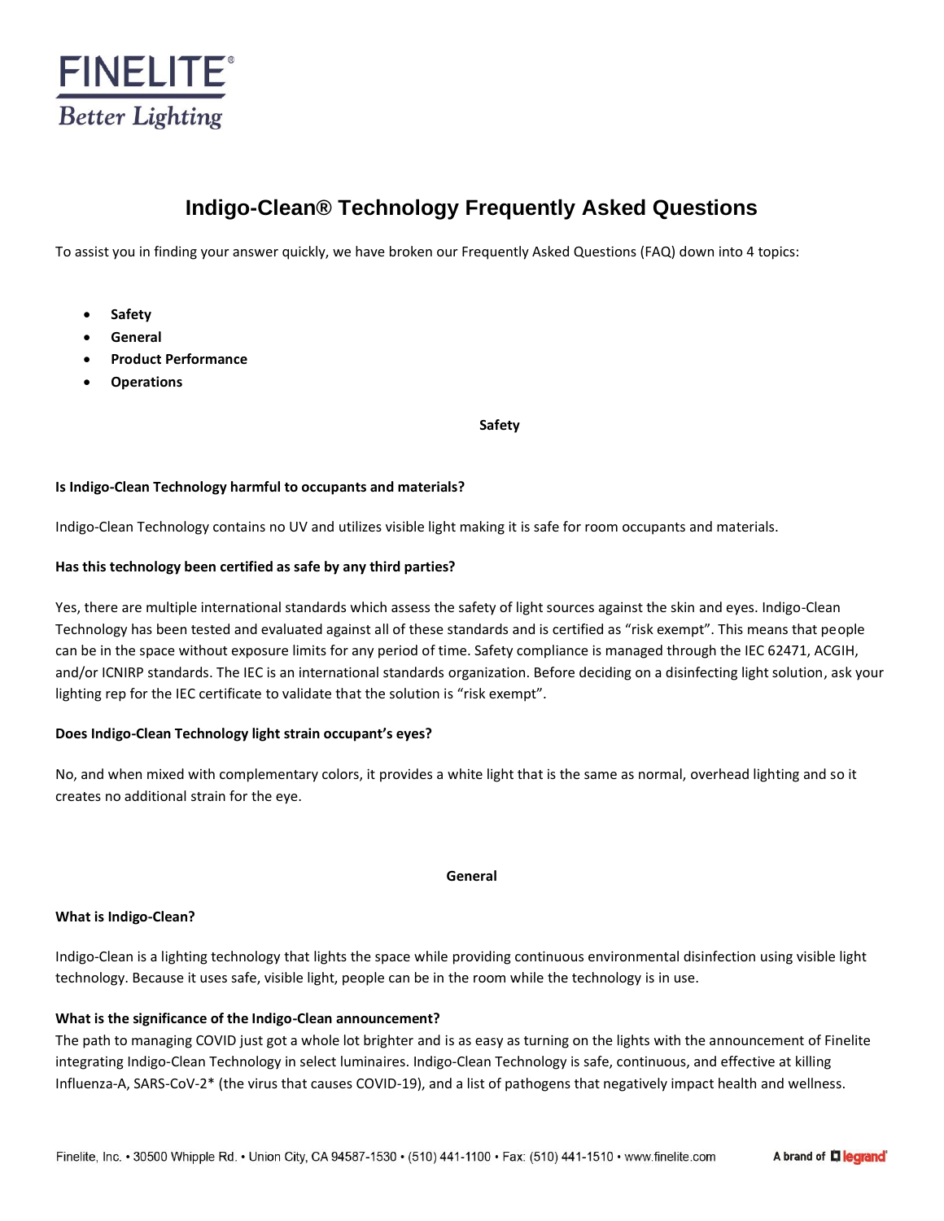# Indigo-Clean® Technology Frequently Asked Questions

To assist you in finding your answer quickly, we have broken our Frequently Asked Questions (FAQ) down into 4 topics:

- **Safety**
- **General**
- **Product Performance**
- **Operations**

## Safety

**Is Indigo-Clean Technology harmful to occupants and materials?**

Indigo-Clean Technology contains no UV and utilizes visible light making it is safe for room occupants and materials.

**Has this technology been certified as safe by any third parties?**

Yes, there are multiple international standards which assess the safety of light sources against the skin and eyes. Indigo-Clean Technology has been tested and evaluated against all of these standards and is certified as "risk exempt". This means that people can be in the space without exposure limits for any period of time. Safety compliance is managed through the IEC 62471, ACGIH, and/or ICNIRP standards. The IEC is an international standards organization. Before deciding on a disinfecting light solution, ask your lighting rep for the IEC certificate to validate that the solution is "risk exempt".

**Does Indigo-Clean Technology light strain occupant's eyes?**

No, and when mixed with complementary colors, it provides a white light that is the same as normal, overhead lighting and so it creates no additional strain for the eye.

## General

**What is Indigo-Clean?**

Indigo-Clean is a lighting technology that lights the space while providing continuous environmental disinfection using visible light technology. Because it uses safe, visible light, people can be in the room while the technology is in use.

**What is the significance of the Indigo-Clean announcement?**

The path to managing COVID just got a whole lot brighter and is as easy as turning on the lights with the announcement of Finelite integrating Indigo-Clean Technology in select luminaires. Indigo-Clean Technology is safe, continuous, and effective at killing Influenza-A, SARS-CoV-2* (the virus that causes COVID-19), and a list of pathogens that negatively impact health and wellness.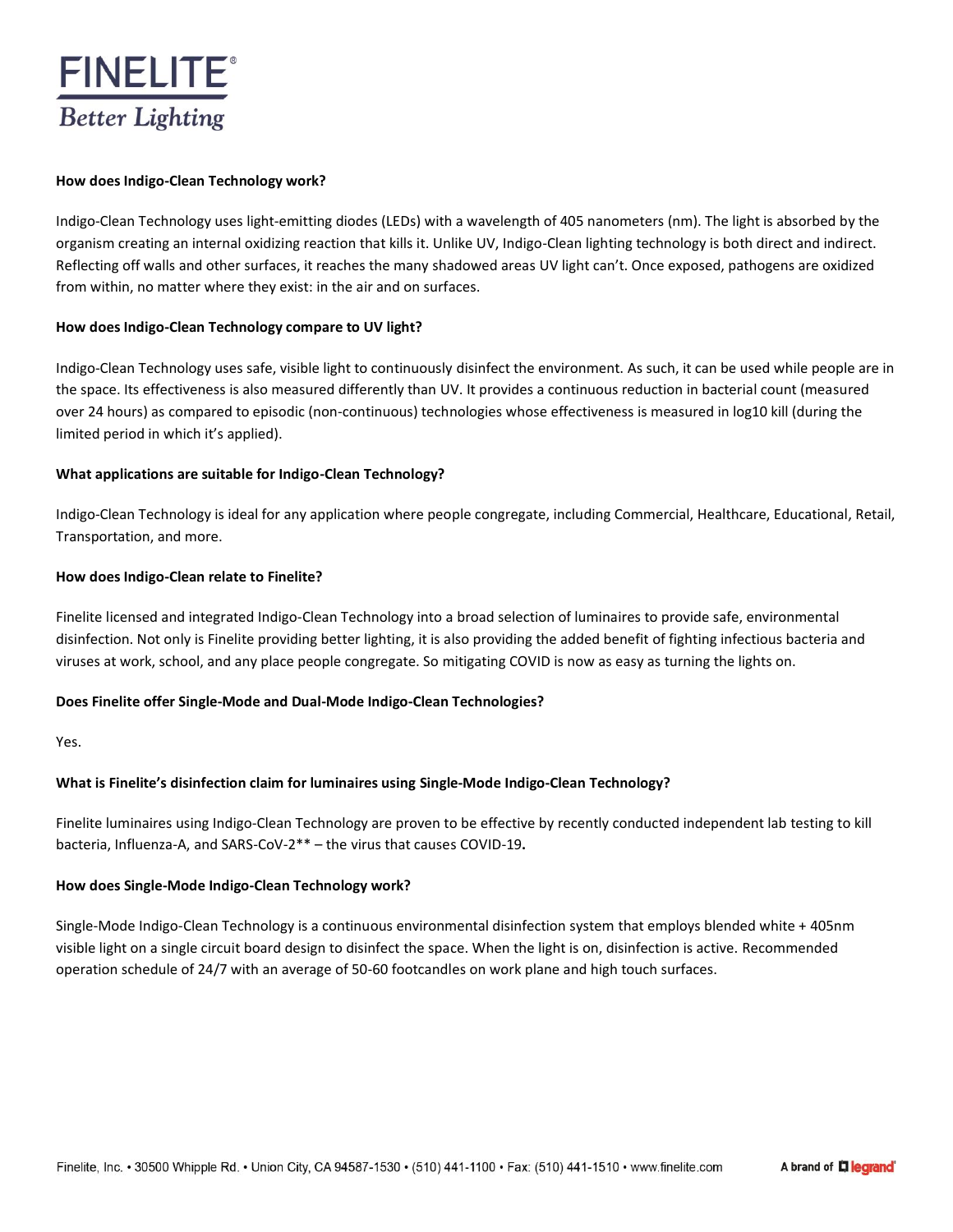**How does Indigo-Clean Technology work?**

Indigo-Clean Technology uses light-emitting diodes (LEDs) with a wavelength of 405 nanometers (nm). The light is absorbed by the organism creating an internal oxidizing reaction that kills it. Unlike UV, Indigo-Clean lighting technology is both direct and indirect. Reflecting off walls and other surfaces, it reaches the many shadowed areas UV light can't. Once exposed, pathogens are oxidized from within, no matter where they exist: in the air and on surfaces.

**How does Indigo-Clean Technology compare to UV light?**

Indigo-Clean Technology uses safe, visible light to continuously disinfect the environment. As such, it can be used while people are in the space. Its effectiveness is also measured differently than UV. It provides a continuous reduction in bacterial count (measured over 24 hours) as compared to episodic (non-continuous) technologies whose effectiveness is measured in log10 kill (during the limited period in which it's applied).

**What applications are suitable for Indigo-Clean Technology?**

Indigo-Clean Technology is ideal for any application where people congregate, including Commercial, Healthcare, Educational, Retail, Transportation, and more.

**How does Indigo-Clean relate to Finelite?**

Finelite licensed and integrated Indigo-Clean Technology into a broad selection of luminaires to provide safe, environmental disinfection. Not only is Finelite providing better lighting, it is also providing the added benefit of fighting infectious bacteria and viruses at work, school, and any place people congregate. So mitigating COVID is now as easy as turning the lights on.

**Does Finelite offer Single-Mode and Dual-Mode Indigo-Clean Technologies?**

Yes.

**What is Finelite's disinfection claim for luminaires using Single-Mode Indigo-Clean Technology?**

Finelite luminaires using Indigo-Clean Technology are proven to be effective by recently conducted independent lab testing to kill bacteria, Influenza-A, and SARS-CoV-2** – the virus that causes COVID-19**.**

**How does Single-Mode Indigo-Clean Technology work?**

Single-Mode Indigo-Clean Technology is a continuous environmental disinfection system that employs blended white + 405nm visible light on a single circuit board design to disinfect the space. When the light is on, disinfection is active. Recommended operation schedule of 24/7 with an average of 50-60 footcandles on work plane and high touch surfaces.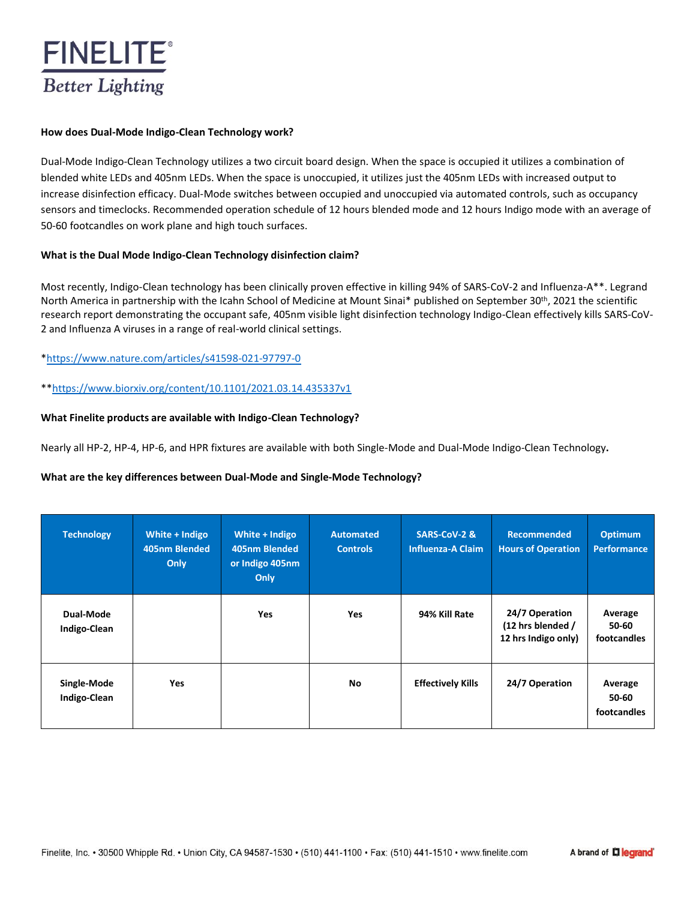**How does Dual-Mode Indigo-Clean Technology work?**

Dual-Mode Indigo-Clean Technology utilizes a two circuit board design. When the space is occupied it utilizes a combination of blended white LEDs and 405nm LEDs. When the space is unoccupied, it utilizes just the 405nm LEDs with increased output to increase disinfection efficacy. Dual-Mode switches between occupied and unoccupied via automated controls, such as occupancy sensors and timeclocks. Recommended operation schedule of 12 hours blended mode and 12 hours Indigo mode with an average of 50-60 footcandles on work plane and high touch surfaces.

**What is the Dual Mode Indigo-Clean Technology disinfection claim?**

Most recently, Indigo-Clean technology has been clinically proven effective in killing 94% of SARS-CoV-2 and Influenza-A**. Legrand North America in partnership with the Icahn School of Medicine at Mount Sinai* published on September 30th, 2021 the scientific research report demonstrating the occupant safe, 405nm visible light disinfection technology Indigo-Clean effectively kills SARS-CoV-2 and Influenza A viruses in a range of real-world clinical settings.

*https://www.nature.com/articles/s41598-021-97797-0

**https://www.biorxiv.org/content/10.1101/2021.03.14.435337v1

**What Finelite products are available with Indigo-Clean Technology?**

Nearly all HP-2, HP-4, HP-6, and HPR fixtures are available with both Single-Mode and Dual-Mode Indigo-Clean Technology.

**What are the key differences between Dual-Mode and Single-Mode Technology?**

| Technology | White + Indigo 405nm Blended Only | White + Indigo 405nm Blended or Indigo 405nm Only | Automated Controls | SARS-CoV-2 & Influenza-A Claim | Recommended Hours of Operation | Optimum Performance |
|---|---|---|---|---|---|---|
| Dual-Mode Indigo-Clean | | Yes | Yes | 94% Kill Rate | 24/7 Operation (12 hrs blended / 12 hrs Indigo only) | Average 50-60 footcandles |
| Single-Mode Indigo-Clean | Yes | | No | Effectively Kills | 24/7 Operation | Average 50-60 footcandles |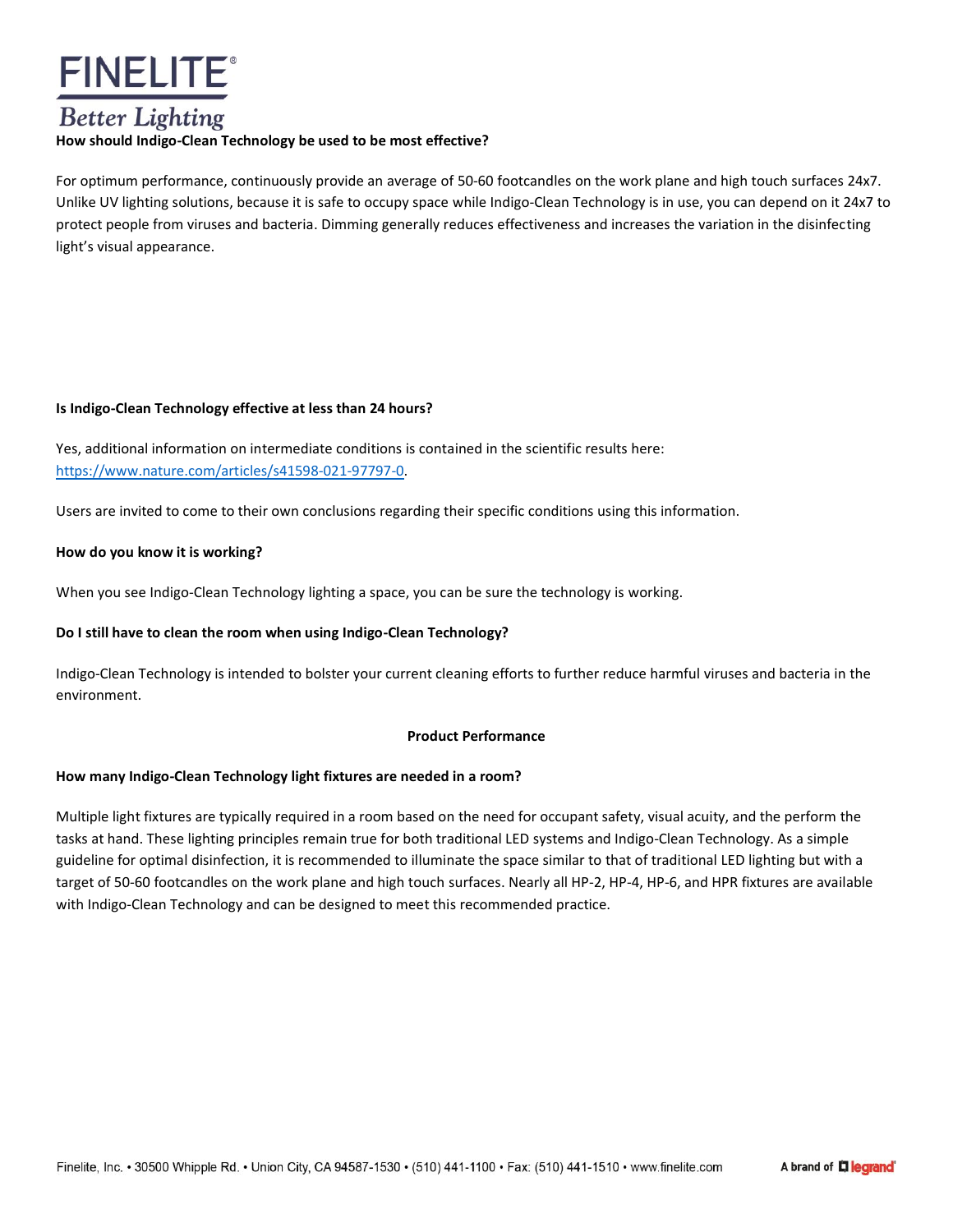**How should Indigo-Clean Technology be used to be most effective?**

For optimum performance, continuously provide an average of 50-60 footcandles on the work plane and high touch surfaces 24x7. Unlike UV lighting solutions, because it is safe to occupy space while Indigo-Clean Technology is in use, you can depend on it 24x7 to protect people from viruses and bacteria. Dimming generally reduces effectiveness and increases the variation in the disinfecting light's visual appearance.

**Is Indigo-Clean Technology effective at less than 24 hours?**

Yes, additional information on intermediate conditions is contained in the scientific results here: [https://www.nature.com/articles/s41598-021-97797-0](https://www.nature.com/articles/s41598-021-97797-0).

Users are invited to come to their own conclusions regarding their specific conditions using this information.

**How do you know it is working?**

When you see Indigo-Clean Technology lighting a space, you can be sure the technology is working.

**Do I still have to clean the room when using Indigo-Clean Technology?**

Indigo-Clean Technology is intended to bolster your current cleaning efforts to further reduce harmful viruses and bacteria in the environment.

## Product Performance

**How many Indigo-Clean Technology light fixtures are needed in a room?**

Multiple light fixtures are typically required in a room based on the need for occupant safety, visual acuity, and the perform the tasks at hand. These lighting principles remain true for both traditional LED systems and Indigo-Clean Technology. As a simple guideline for optimal disinfection, it is recommended to illuminate the space similar to that of traditional LED lighting but with a target of 50-60 footcandles on the work plane and high touch surfaces. Nearly all HP-2, HP-4, HP-6, and HPR fixtures are available with Indigo-Clean Technology and can be designed to meet this recommended practice.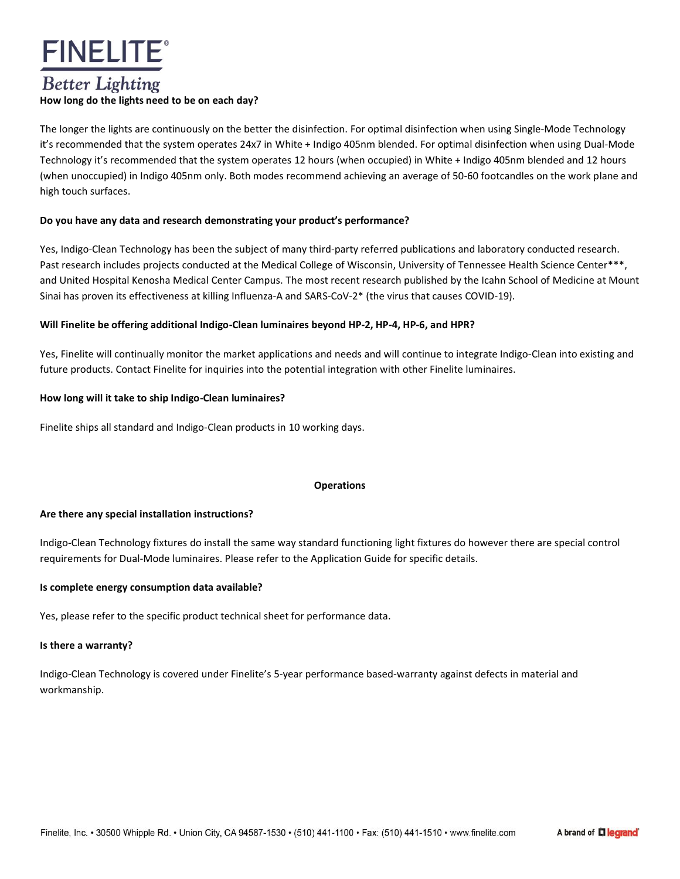**How long do the lights need to be on each day?**

The longer the lights are continuously on the better the disinfection. For optimal disinfection when using Single-Mode Technology it's recommended that the system operates 24x7 in White + Indigo 405nm blended. For optimal disinfection when using Dual-Mode Technology it's recommended that the system operates 12 hours (when occupied) in White + Indigo 405nm blended and 12 hours (when unoccupied) in Indigo 405nm only. Both modes recommend achieving an average of 50-60 footcandles on the work plane and high touch surfaces.

**Do you have any data and research demonstrating your product's performance?**

Yes, Indigo-Clean Technology has been the subject of many third-party referred publications and laboratory conducted research. Past research includes projects conducted at the Medical College of Wisconsin, University of Tennessee Health Science Center***, and United Hospital Kenosha Medical Center Campus. The most recent research published by the Icahn School of Medicine at Mount Sinai has proven its effectiveness at killing Influenza-A and SARS-CoV-2* (the virus that causes COVID-19).

**Will Finelite be offering additional Indigo-Clean luminaires beyond HP-2, HP-4, HP-6, and HPR?**

Yes, Finelite will continually monitor the market applications and needs and will continue to integrate Indigo-Clean into existing and future products. Contact Finelite for inquiries into the potential integration with other Finelite luminaires.

**How long will it take to ship Indigo-Clean luminaires?**

Finelite ships all standard and Indigo-Clean products in 10 working days.

## Operations

**Are there any special installation instructions?**

Indigo-Clean Technology fixtures do install the same way standard functioning light fixtures do however there are special control requirements for Dual-Mode luminaires. Please refer to the Application Guide for specific details.

**Is complete energy consumption data available?**

Yes, please refer to the specific product technical sheet for performance data.

**Is there a warranty?**

Indigo-Clean Technology is covered under Finelite's 5-year performance based-warranty against defects in material and workmanship.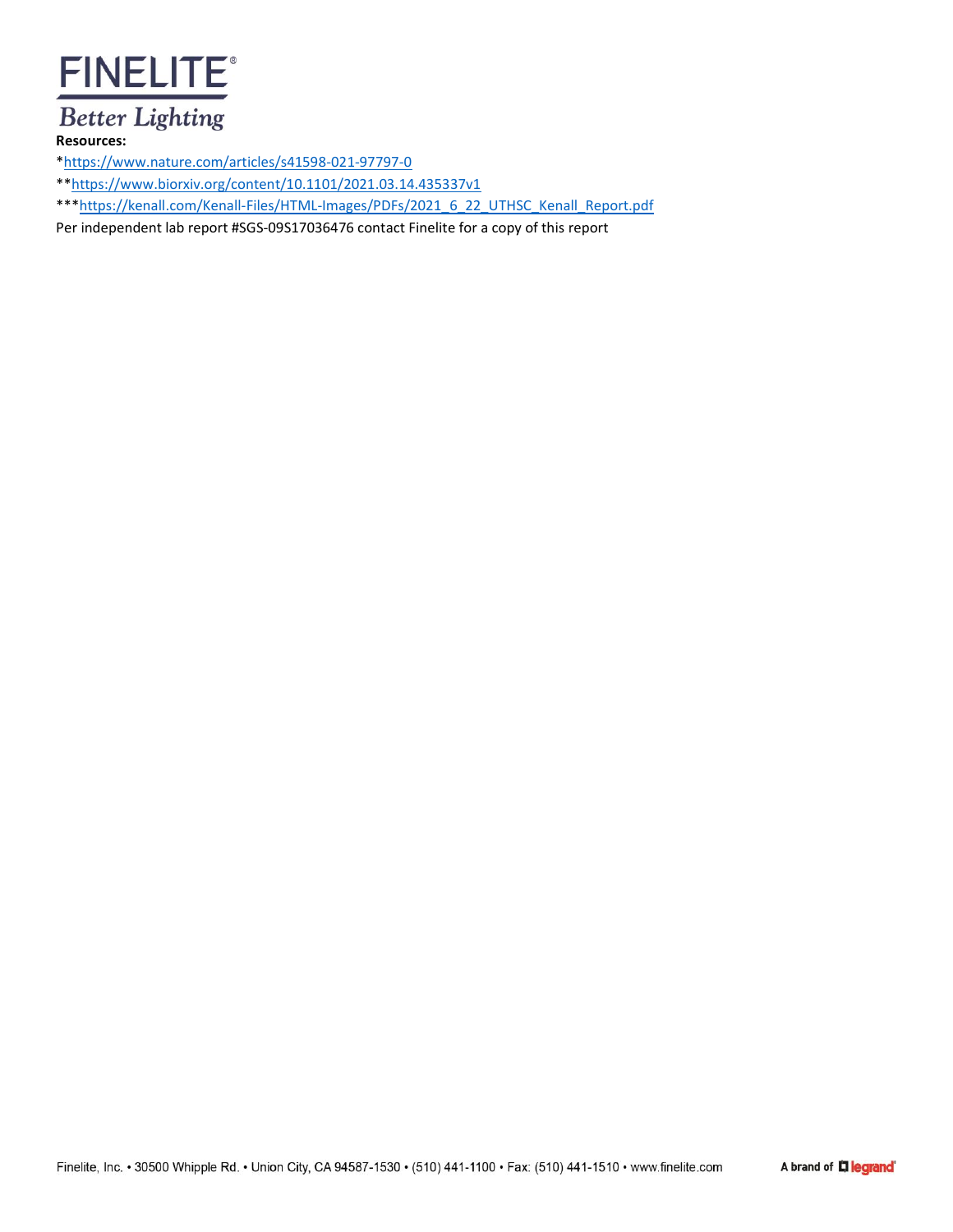**Resources:**

*https://www.nature.com/articles/s41598-021-97797-0

**https://www.biorxiv.org/content/10.1101/2021.03.14.435337v1

***https://kenall.com/Kenall-Files/HTML-Images/PDFs/2021_6_22_UTHSC_Kenall_Report.pdf

Per independent lab report #SGS-09S17036476 contact Finelite for a copy of this report